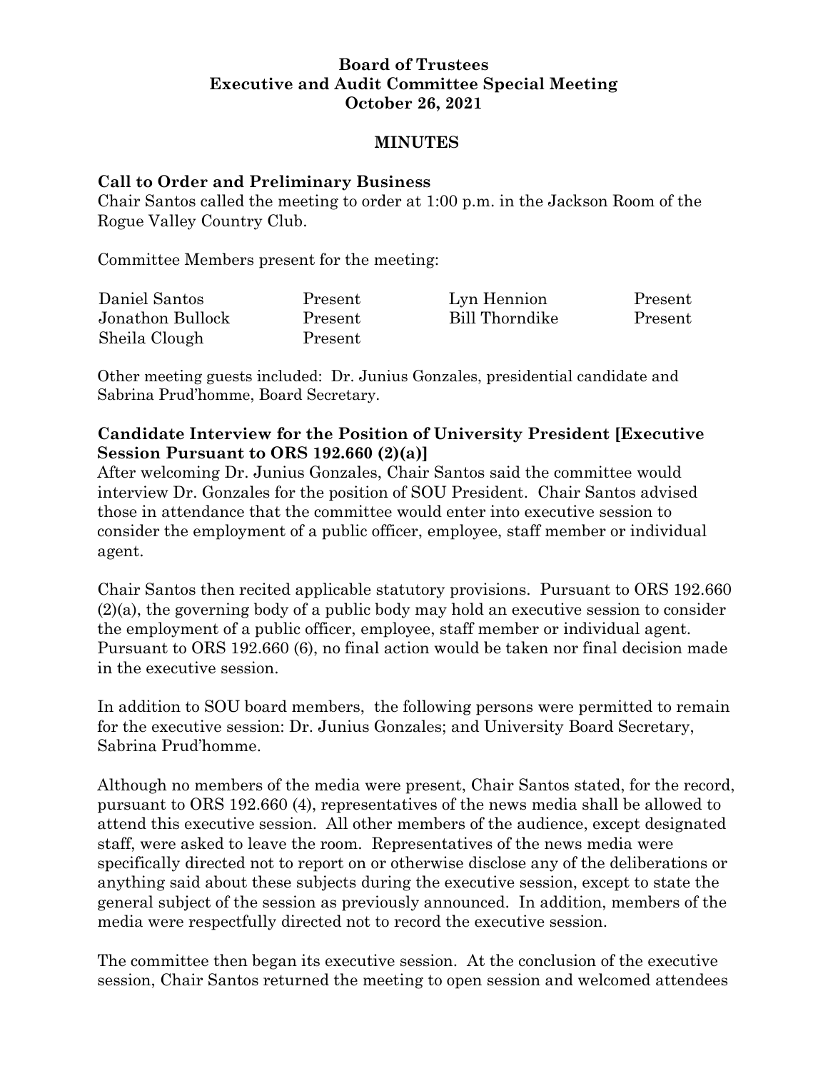**Board of Trustees**
**Executive and Audit Committee Special Meeting**
**October 26, 2021**

**MINUTES**

**Call to Order and Preliminary Business**

Chair Santos called the meeting to order at 1:00 p.m. in the Jackson Room of the Rogue Valley Country Club.

Committee Members present for the meeting:

| | | | |
|---|---|---|---|
| Daniel Santos | Present | Lyn Hennion | Present |
| Jonathon Bullock | Present | Bill Thorndike | Present |
| Sheila Clough | Present | | |

Other meeting guests included: Dr. Junius Gonzales, presidential candidate and Sabrina Prud'homme, Board Secretary.

**Candidate Interview for the Position of University President [Executive Session Pursuant to ORS 192.660 (2)(a)]**

After welcoming Dr. Junius Gonzales, Chair Santos said the committee would interview Dr. Gonzales for the position of SOU President. Chair Santos advised those in attendance that the committee would enter into executive session to consider the employment of a public officer, employee, staff member or individual agent.

Chair Santos then recited applicable statutory provisions. Pursuant to ORS 192.660 (2)(a), the governing body of a public body may hold an executive session to consider the employment of a public officer, employee, staff member or individual agent. Pursuant to ORS 192.660 (6), no final action would be taken nor final decision made in the executive session.

In addition to SOU board members, the following persons were permitted to remain for the executive session: Dr. Junius Gonzales; and University Board Secretary, Sabrina Prud'homme.

Although no members of the media were present, Chair Santos stated, for the record, pursuant to ORS 192.660 (4), representatives of the news media shall be allowed to attend this executive session. All other members of the audience, except designated staff, were asked to leave the room. Representatives of the news media were specifically directed not to report on or otherwise disclose any of the deliberations or anything said about these subjects during the executive session, except to state the general subject of the session as previously announced. In addition, members of the media were respectfully directed not to record the executive session.

The committee then began its executive session. At the conclusion of the executive session, Chair Santos returned the meeting to open session and welcomed attendees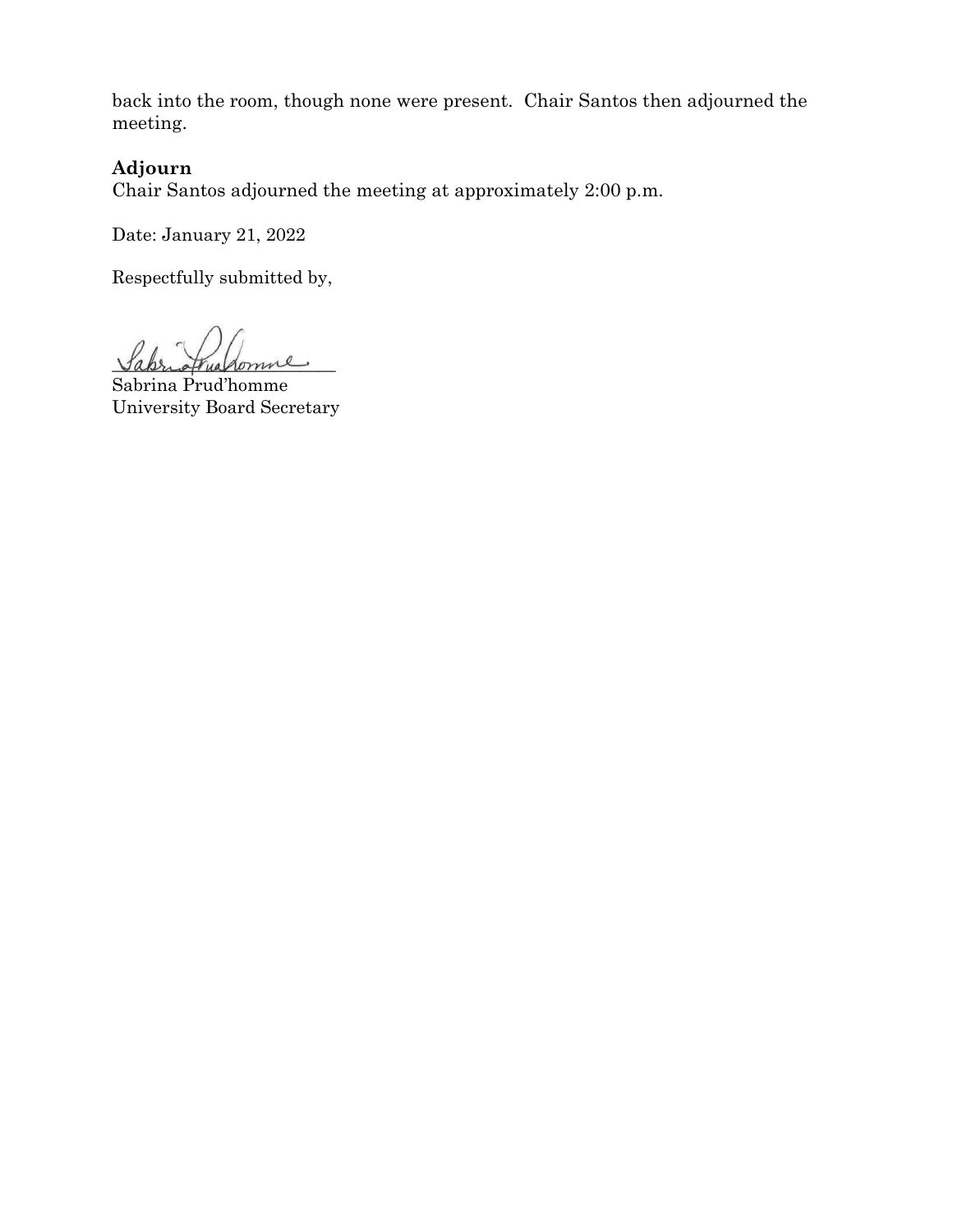back into the room, though none were present. Chair Santos then adjourned the meeting.

**Adjourn**

Chair Santos adjourned the meeting at approximately 2:00 p.m.

Date: January 21, 2022

Respectfully submitted by,

Sabrina Prud'homme
University Board Secretary